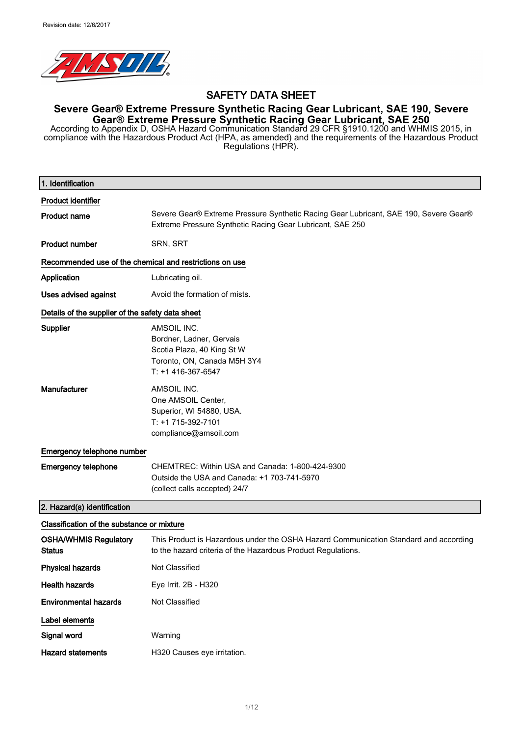Revision date: 12/6/2017

# SAFETY DATA SHEET

## Severe Gear® Extreme Pressure Synthetic Racing Gear Lubricant, SAE 190, Severe Gear® Extreme Pressure Synthetic Racing Gear Lubricant, SAE 250

According to Appendix D, OSHA Hazard Communication Standard 29 CFR §1910.1200 and WHMIS 2015, in compliance with the Hazardous Product Act (HPA, as amended) and the requirements of the Hazardous Product Regulations (HPR).

## 1. Identification

**Product identifier**

| | |
|---|---|
| **Product name** | Severe Gear® Extreme Pressure Synthetic Racing Gear Lubricant, SAE 190, Severe Gear® Extreme Pressure Synthetic Racing Gear Lubricant, SAE 250 |
| **Product number** | SRN, SRT |

**Recommended use of the chemical and restrictions on use**

| | |
|---|---|
| **Application** | Lubricating oil. |
| **Uses advised against** | Avoid the formation of mists. |

**Details of the supplier of the safety data sheet**

| | |
|---|---|
| **Supplier** | AMSOIL INC.<br>Bordner, Ladner, Gervais<br>Scotia Plaza, 40 King St W<br>Toronto, ON, Canada M5H 3Y4<br>T: +1 416-367-6547 |
| **Manufacturer** | AMSOIL INC.<br>One AMSOIL Center,<br>Superior, WI 54880, USA.<br>T: +1 715-392-7101<br>compliance@amsoil.com |

**Emergency telephone number**

| | |
|---|---|
| **Emergency telephone** | CHEMTREC: Within USA and Canada: 1-800-424-9300<br>Outside the USA and Canada: +1 703-741-5970<br>(collect calls accepted) 24/7 |

## 2. Hazard(s) identification

**Classification of the substance or mixture**

| | |
|---|---|
| **OSHA/WHMIS Regulatory Status** | This Product is Hazardous under the OSHA Hazard Communication Standard and according to the hazard criteria of the Hazardous Product Regulations. |
| **Physical hazards** | Not Classified |
| **Health hazards** | Eye Irrit. 2B - H320 |
| **Environmental hazards** | Not Classified |

**Label elements**

| | |
|---|---|
| **Signal word** | Warning |
| **Hazard statements** | H320 Causes eye irritation. |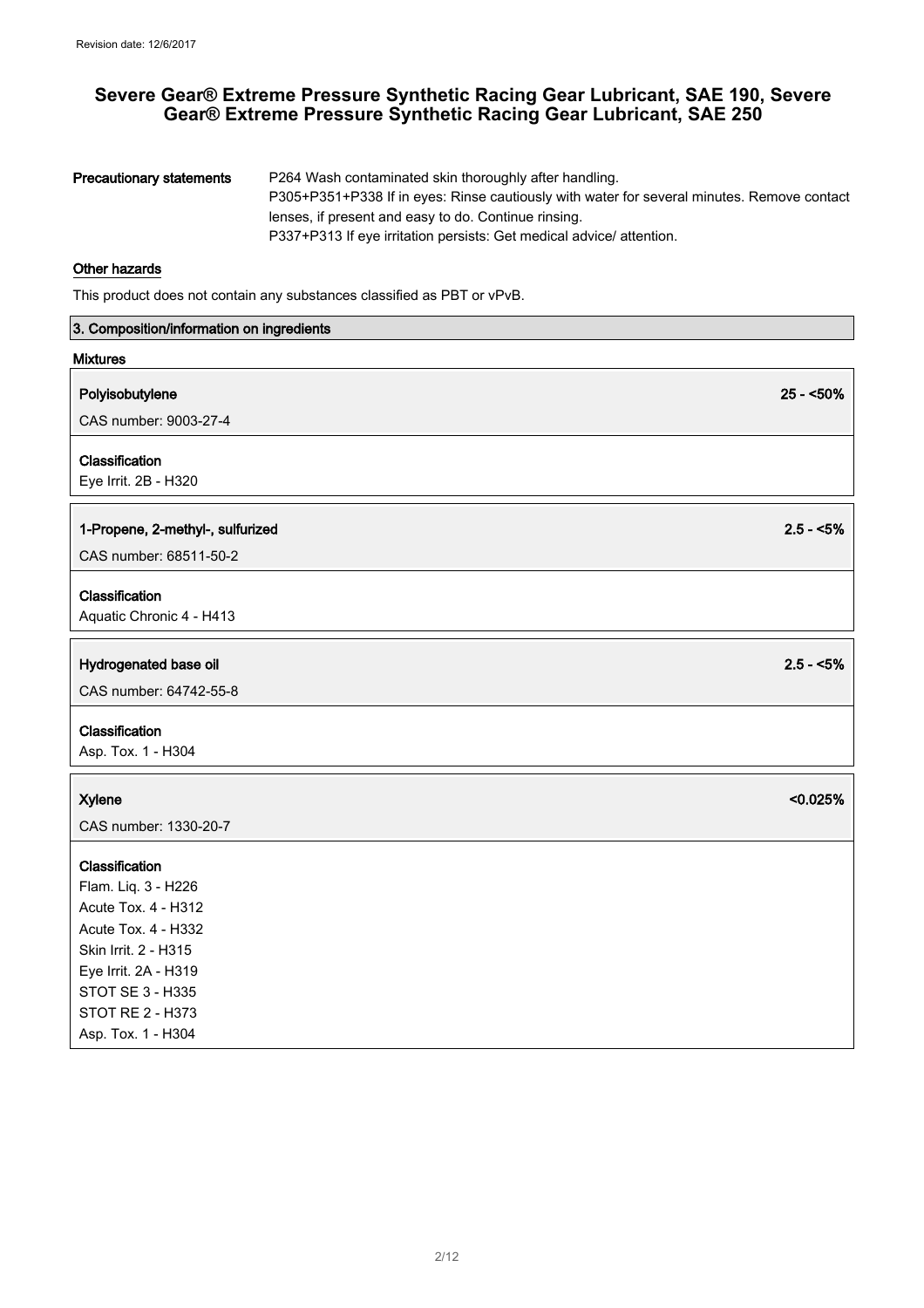**Precautionary statements**

P264 Wash contaminated skin thoroughly after handling.
P305+P351+P338 If in eyes: Rinse cautiously with water for several minutes. Remove contact lenses, if present and easy to do. Continue rinsing.
P337+P313 If eye irritation persists: Get medical advice/ attention.

**Other hazards**

This product does not contain any substances classified as PBT or vPvB.

## 3. Composition/information on ingredients

**Mixtures**

**Polyisobutylene** 25 - <50%

CAS number: 9003-27-4

**Classification**

Eye Irrit. 2B - H320

**1-Propene, 2-methyl-, sulfurized** 2.5 - <5%

CAS number: 68511-50-2

**Classification**

Aquatic Chronic 4 - H413

**Hydrogenated base oil** 2.5 - <5%

CAS number: 64742-55-8

**Classification**

Asp. Tox. 1 - H304

**Xylene** <0.025%

CAS number: 1330-20-7

**Classification**

Flam. Liq. 3 - H226
Acute Tox. 4 - H312
Acute Tox. 4 - H332
Skin Irrit. 2 - H315
Eye Irrit. 2A - H319
STOT SE 3 - H335
STOT RE 2 - H373
Asp. Tox. 1 - H304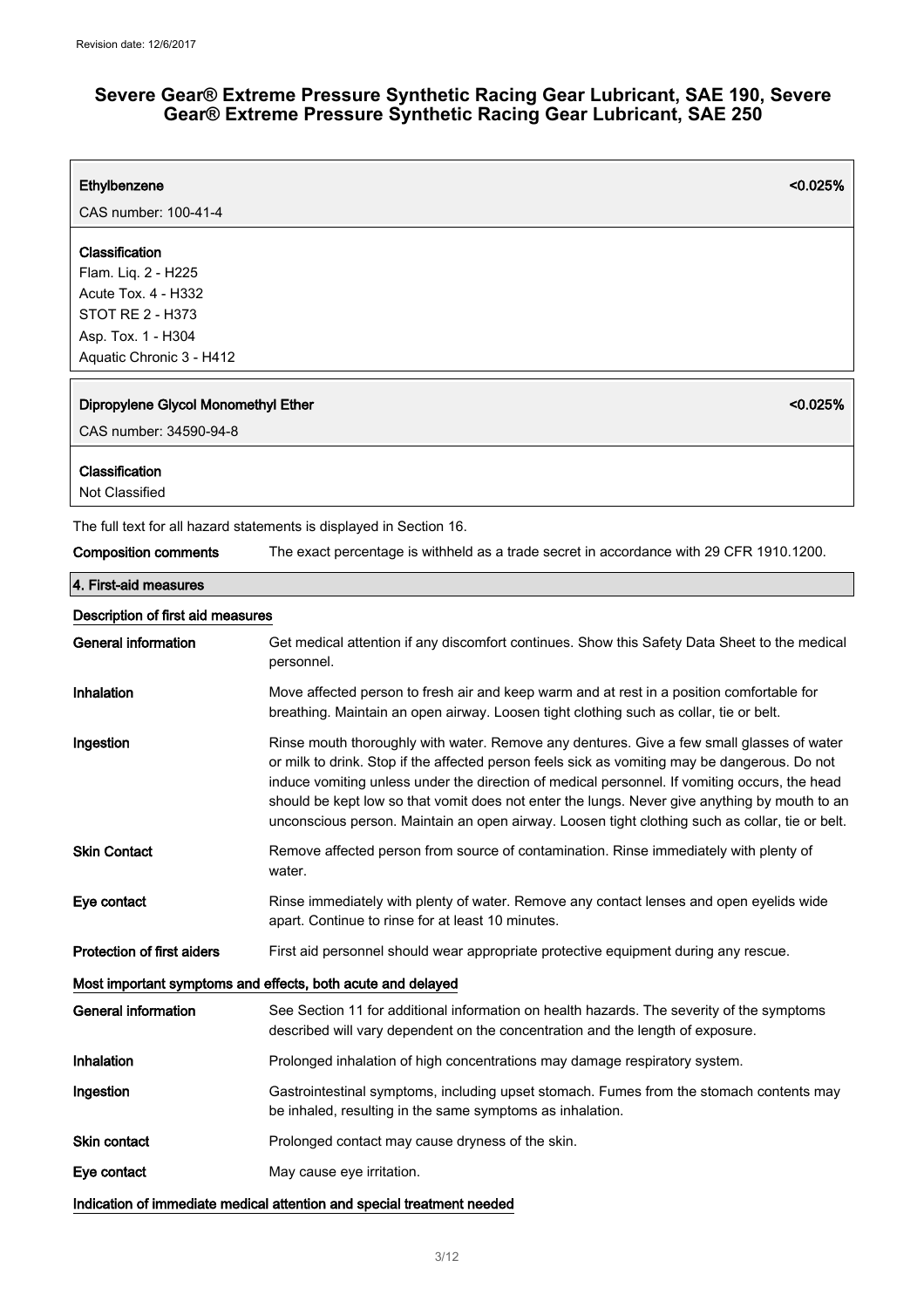**Ethylbenzene** **<0.025%**

CAS number: 100-41-4

**Classification**

Flam. Liq. 2 - H225
Acute Tox. 4 - H332
STOT RE 2 - H373
Asp. Tox. 1 - H304
Aquatic Chronic 3 - H412

**Dipropylene Glycol Monomethyl Ether** **<0.025%**

CAS number: 34590-94-8

**Classification**

Not Classified

The full text for all hazard statements is displayed in Section 16.

| | |
|---|---|
| **Composition comments** | The exact percentage is withheld as a trade secret in accordance with 29 CFR 1910.1200. |

## 4. First-aid measures

### Description of first aid measures

| | |
|---|---|
| **General information** | Get medical attention if any discomfort continues. Show this Safety Data Sheet to the medical personnel. |
| **Inhalation** | Move affected person to fresh air and keep warm and at rest in a position comfortable for breathing. Maintain an open airway. Loosen tight clothing such as collar, tie or belt. |
| **Ingestion** | Rinse mouth thoroughly with water. Remove any dentures. Give a few small glasses of water or milk to drink. Stop if the affected person feels sick as vomiting may be dangerous. Do not induce vomiting unless under the direction of medical personnel. If vomiting occurs, the head should be kept low so that vomit does not enter the lungs. Never give anything by mouth to an unconscious person. Maintain an open airway. Loosen tight clothing such as collar, tie or belt. |
| **Skin Contact** | Remove affected person from source of contamination. Rinse immediately with plenty of water. |
| **Eye contact** | Rinse immediately with plenty of water. Remove any contact lenses and open eyelids wide apart. Continue to rinse for at least 10 minutes. |
| **Protection of first aiders** | First aid personnel should wear appropriate protective equipment during any rescue. |

### Most important symptoms and effects, both acute and delayed

| | |
|---|---|
| **General information** | See Section 11 for additional information on health hazards. The severity of the symptoms described will vary dependent on the concentration and the length of exposure. |
| **Inhalation** | Prolonged inhalation of high concentrations may damage respiratory system. |
| **Ingestion** | Gastrointestinal symptoms, including upset stomach. Fumes from the stomach contents may be inhaled, resulting in the same symptoms as inhalation. |
| **Skin contact** | Prolonged contact may cause dryness of the skin. |
| **Eye contact** | May cause eye irritation. |

### Indication of immediate medical attention and special treatment needed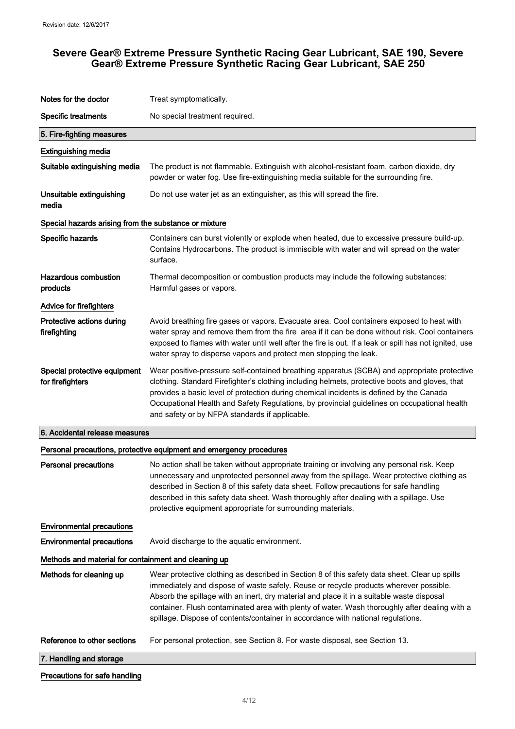| | |
|---|---|
| **Notes for the doctor** | Treat symptomatically. |
| **Specific treatments** | No special treatment required. |

## 5. Fire-fighting measures

### Extinguishing media

| | |
|---|---|
| **Suitable extinguishing media** | The product is not flammable. Extinguish with alcohol-resistant foam, carbon dioxide, dry powder or water fog. Use fire-extinguishing media suitable for the surrounding fire. |
| **Unsuitable extinguishing media** | Do not use water jet as an extinguisher, as this will spread the fire. |

### Special hazards arising from the substance or mixture

| | |
|---|---|
| **Specific hazards** | Containers can burst violently or explode when heated, due to excessive pressure build-up. Contains Hydrocarbons. The product is immiscible with water and will spread on the water surface. |
| **Hazardous combustion products** | Thermal decomposition or combustion products may include the following substances: Harmful gases or vapors. |

### Advice for firefighters

| | |
|---|---|
| **Protective actions during firefighting** | Avoid breathing fire gases or vapors. Evacuate area. Cool containers exposed to heat with water spray and remove them from the fire area if it can be done without risk. Cool containers exposed to flames with water until well after the fire is out. If a leak or spill has not ignited, use water spray to disperse vapors and protect men stopping the leak. |
| **Special protective equipment for firefighters** | Wear positive-pressure self-contained breathing apparatus (SCBA) and appropriate protective clothing. Standard Firefighter's clothing including helmets, protective boots and gloves, that provides a basic level of protection during chemical incidents is defined by the Canada Occupational Health and Safety Regulations, by provincial guidelines on occupational health and safety or by NFPA standards if applicable. |

## 6. Accidental release measures

### Personal precautions, protective equipment and emergency procedures

| | |
|---|---|
| **Personal precautions** | No action shall be taken without appropriate training or involving any personal risk. Keep unnecessary and unprotected personnel away from the spillage. Wear protective clothing as described in Section 8 of this safety data sheet. Follow precautions for safe handling described in this safety data sheet. Wash thoroughly after dealing with a spillage. Use protective equipment appropriate for surrounding materials. |

### Environmental precautions

| | |
|---|---|
| **Environmental precautions** | Avoid discharge to the aquatic environment. |

### Methods and material for containment and cleaning up

| | |
|---|---|
| **Methods for cleaning up** | Wear protective clothing as described in Section 8 of this safety data sheet. Clear up spills immediately and dispose of waste safely. Reuse or recycle products wherever possible. Absorb the spillage with an inert, dry material and place it in a suitable waste disposal container. Flush contaminated area with plenty of water. Wash thoroughly after dealing with a spillage. Dispose of contents/container in accordance with national regulations. |
| **Reference to other sections** | For personal protection, see Section 8. For waste disposal, see Section 13. |

## 7. Handling and storage

### Precautions for safe handling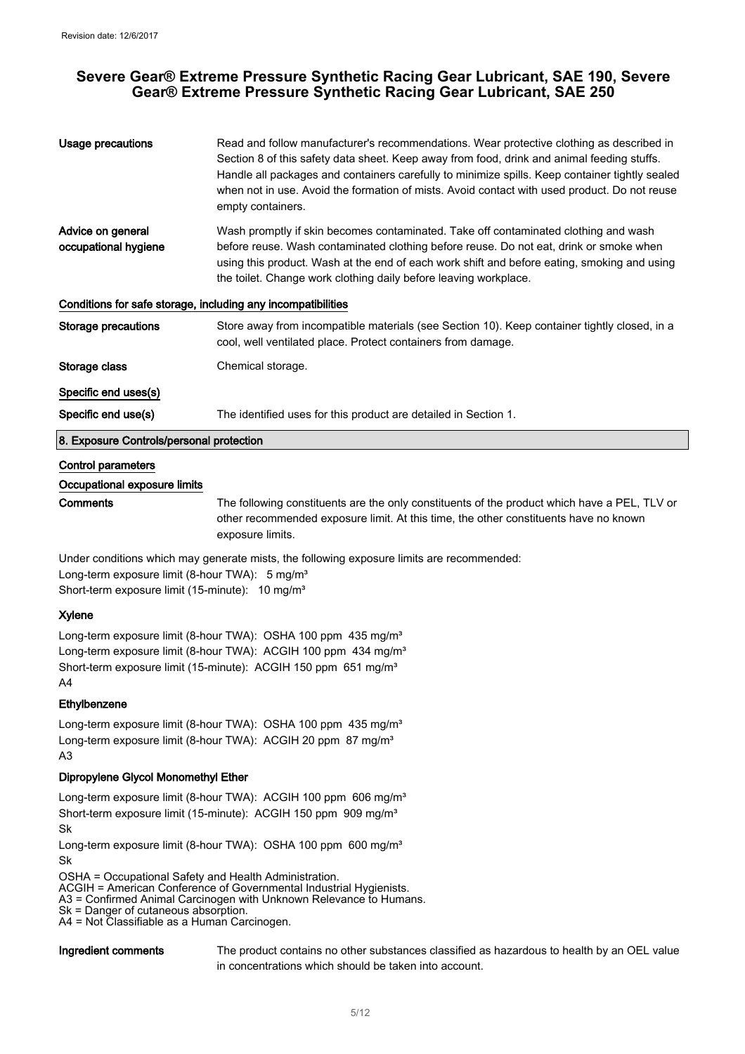| | |
|---|---|
| **Usage precautions** | Read and follow manufacturer's recommendations. Wear protective clothing as described in Section 8 of this safety data sheet. Keep away from food, drink and animal feeding stuffs. Handle all packages and containers carefully to minimize spills. Keep container tightly sealed when not in use. Avoid the formation of mists. Avoid contact with used product. Do not reuse empty containers. |
| **Advice on general occupational hygiene** | Wash promptly if skin becomes contaminated. Take off contaminated clothing and wash before reuse. Wash contaminated clothing before reuse. Do not eat, drink or smoke when using this product. Wash at the end of each work shift and before eating, smoking and using the toilet. Change work clothing daily before leaving workplace. |

### Conditions for safe storage, including any incompatibilities

| | |
|---|---|
| **Storage precautions** | Store away from incompatible materials (see Section 10). Keep container tightly closed, in a cool, well ventilated place. Protect containers from damage. |
| **Storage class** | Chemical storage. |

### Specific end uses(s)

| | |
|---|---|
| **Specific end use(s)** | The identified uses for this product are detailed in Section 1. |

## 8. Exposure Controls/personal protection

### Control parameters

### Occupational exposure limits

**Comments** The following constituents are the only constituents of the product which have a PEL, TLV or other recommended exposure limit. At this time, the other constituents have no known exposure limits.

Under conditions which may generate mists, the following exposure limits are recommended:
Long-term exposure limit (8-hour TWA): 5 mg/m³
Short-term exposure limit (15-minute): 10 mg/m³

#### Xylene

Long-term exposure limit (8-hour TWA): OSHA 100 ppm 435 mg/m³
Long-term exposure limit (8-hour TWA): ACGIH 100 ppm 434 mg/m³
Short-term exposure limit (15-minute): ACGIH 150 ppm 651 mg/m³
A4

#### Ethylbenzene

Long-term exposure limit (8-hour TWA): OSHA 100 ppm 435 mg/m³
Long-term exposure limit (8-hour TWA): ACGIH 20 ppm 87 mg/m³
A3

#### Dipropylene Glycol Monomethyl Ether

Long-term exposure limit (8-hour TWA): ACGIH 100 ppm 606 mg/m³
Short-term exposure limit (15-minute): ACGIH 150 ppm 909 mg/m³
Sk
Long-term exposure limit (8-hour TWA): OSHA 100 ppm 600 mg/m³
Sk

OSHA = Occupational Safety and Health Administration.
ACGIH = American Conference of Governmental Industrial Hygienists.
A3 = Confirmed Animal Carcinogen with Unknown Relevance to Humans.
Sk = Danger of cutaneous absorption.
A4 = Not Classifiable as a Human Carcinogen.

**Ingredient comments** The product contains no other substances classified as hazardous to health by an OEL value in concentrations which should be taken into account.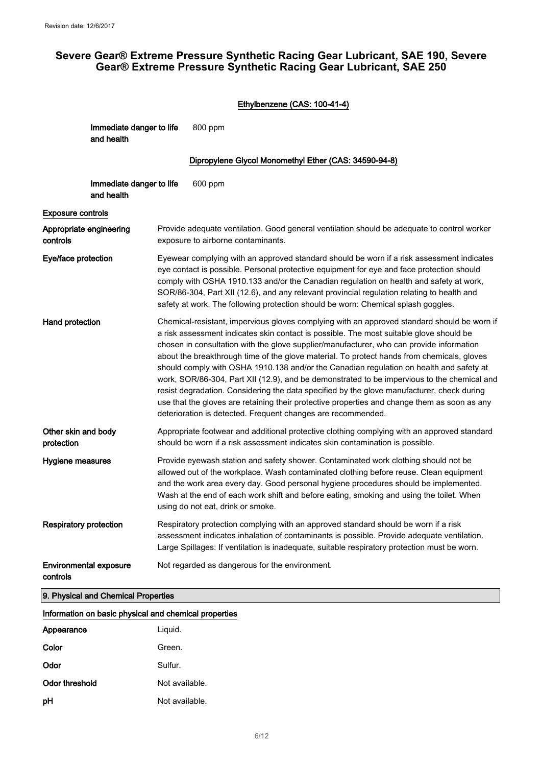Ethylbenzene (CAS: 100-41-4)

| | |
|---|---|
| Immediate danger to life and health | 800 ppm |

Dipropylene Glycol Monomethyl Ether (CAS: 34590-94-8)

| | |
|---|---|
| Immediate danger to life and health | 600 ppm |

**Exposure controls**

| | |
|---|---|
| **Appropriate engineering controls** | Provide adequate ventilation. Good general ventilation should be adequate to control worker exposure to airborne contaminants. |
| **Eye/face protection** | Eyewear complying with an approved standard should be worn if a risk assessment indicates eye contact is possible. Personal protective equipment for eye and face protection should comply with OSHA 1910.133 and/or the Canadian regulation on health and safety at work, SOR/86-304, Part XII (12.6), and any relevant provincial regulation relating to health and safety at work. The following protection should be worn: Chemical splash goggles. |
| **Hand protection** | Chemical-resistant, impervious gloves complying with an approved standard should be worn if a risk assessment indicates skin contact is possible. The most suitable glove should be chosen in consultation with the glove supplier/manufacturer, who can provide information about the breakthrough time of the glove material. To protect hands from chemicals, gloves should comply with OSHA 1910.138 and/or the Canadian regulation on health and safety at work, SOR/86-304, Part XII (12.9), and be demonstrated to be impervious to the chemical and resist degradation. Considering the data specified by the glove manufacturer, check during use that the gloves are retaining their protective properties and change them as soon as any deterioration is detected. Frequent changes are recommended. |
| **Other skin and body protection** | Appropriate footwear and additional protective clothing complying with an approved standard should be worn if a risk assessment indicates skin contamination is possible. |
| **Hygiene measures** | Provide eyewash station and safety shower. Contaminated work clothing should not be allowed out of the workplace. Wash contaminated clothing before reuse. Clean equipment and the work area every day. Good personal hygiene procedures should be implemented. Wash at the end of each work shift and before eating, smoking and using the toilet. When using do not eat, drink or smoke. |
| **Respiratory protection** | Respiratory protection complying with an approved standard should be worn if a risk assessment indicates inhalation of contaminants is possible. Provide adequate ventilation. Large Spillages: If ventilation is inadequate, suitable respiratory protection must be worn. |
| **Environmental exposure controls** | Not regarded as dangerous for the environment. |

## 9. Physical and Chemical Properties

**Information on basic physical and chemical properties**

| | |
|---|---|
| **Appearance** | Liquid. |
| **Color** | Green. |
| **Odor** | Sulfur. |
| **Odor threshold** | Not available. |
| **pH** | Not available. |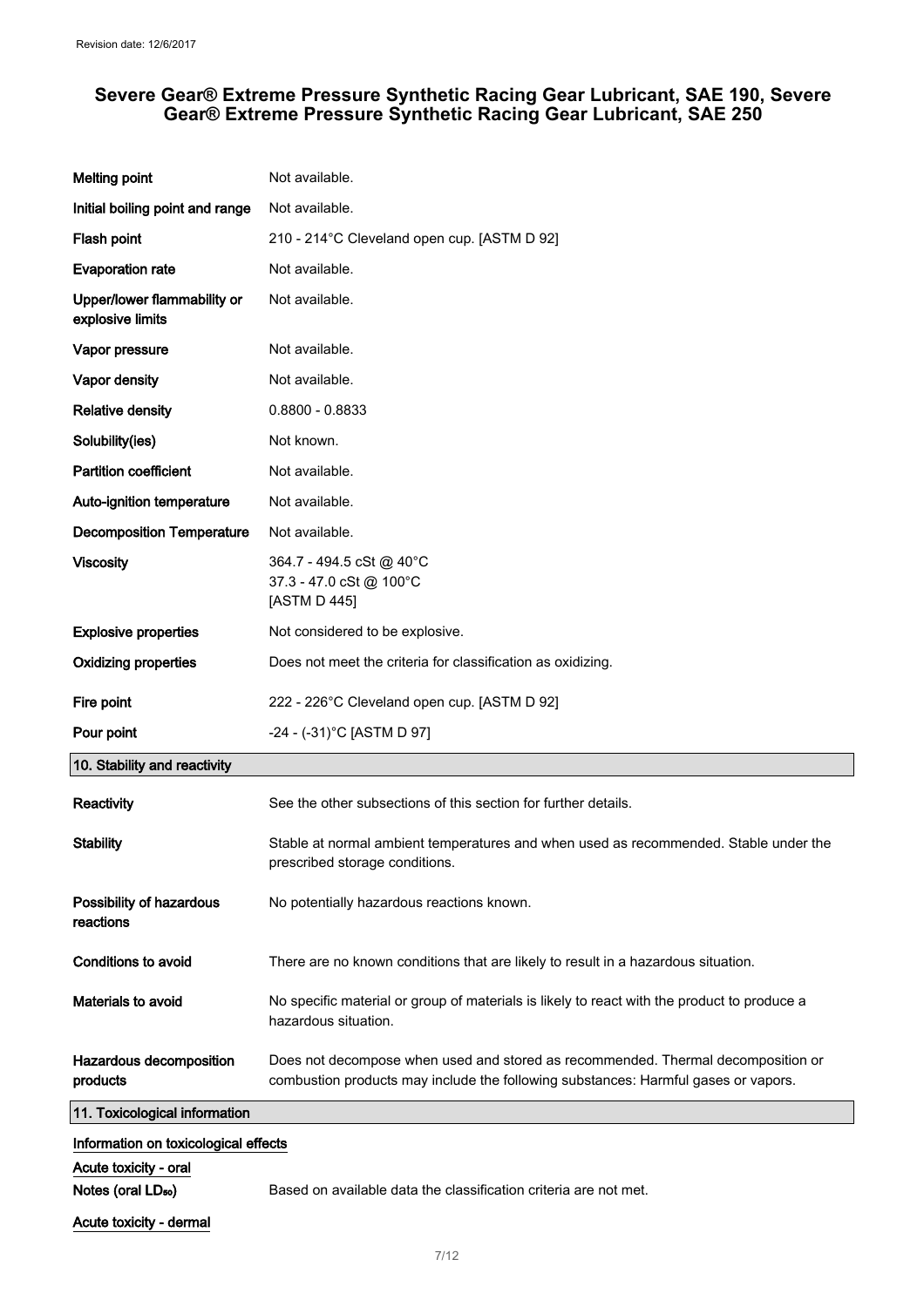| | |
|---|---|
| **Melting point** | Not available. |
| **Initial boiling point and range** | Not available. |
| **Flash point** | 210 - 214°C Cleveland open cup. [ASTM D 92] |
| **Evaporation rate** | Not available. |
| **Upper/lower flammability or explosive limits** | Not available. |
| **Vapor pressure** | Not available. |
| **Vapor density** | Not available. |
| **Relative density** | 0.8800 - 0.8833 |
| **Solubility(ies)** | Not known. |
| **Partition coefficient** | Not available. |
| **Auto-ignition temperature** | Not available. |
| **Decomposition Temperature** | Not available. |
| **Viscosity** | 364.7 - 494.5 cSt @ 40°C<br>37.3 - 47.0 cSt @ 100°C<br>[ASTM D 445] |
| **Explosive properties** | Not considered to be explosive. |
| **Oxidizing properties** | Does not meet the criteria for classification as oxidizing. |
| **Fire point** | 222 - 226°C Cleveland open cup. [ASTM D 92] |
| **Pour point** | -24 - (-31)°C [ASTM D 97] |

## 10. Stability and reactivity

| | |
|---|---|
| **Reactivity** | See the other subsections of this section for further details. |
| **Stability** | Stable at normal ambient temperatures and when used as recommended. Stable under the prescribed storage conditions. |
| **Possibility of hazardous reactions** | No potentially hazardous reactions known. |
| **Conditions to avoid** | There are no known conditions that are likely to result in a hazardous situation. |
| **Materials to avoid** | No specific material or group of materials is likely to react with the product to produce a hazardous situation. |
| **Hazardous decomposition products** | Does not decompose when used and stored as recommended. Thermal decomposition or combustion products may include the following substances: Harmful gases or vapors. |

## 11. Toxicological information

**Information on toxicological effects**

**Acute toxicity - oral**

**Notes (oral $LD_{50}$)** Based on available data the classification criteria are not met.

**Acute toxicity - dermal**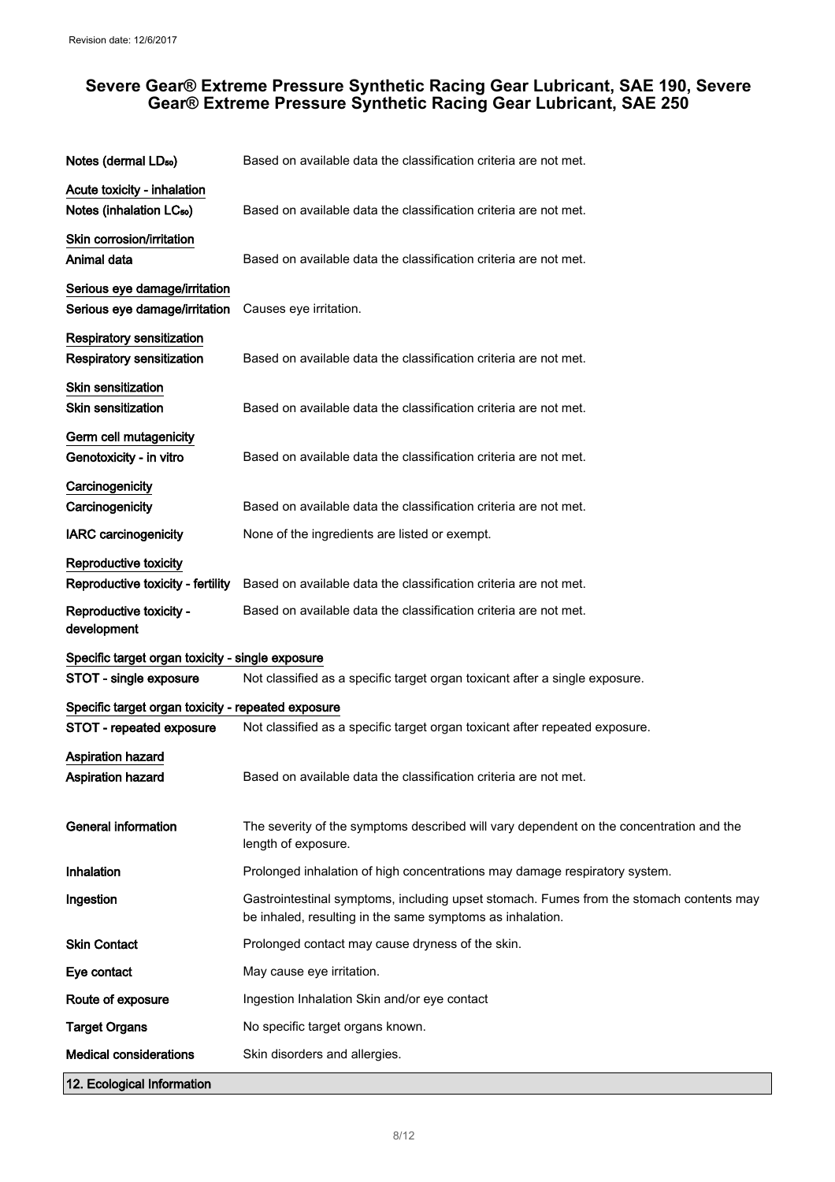**Notes (dermal $LD_{50}$)** Based on available data the classification criteria are not met.

**Acute toxicity - inhalation**

**Notes (inhalation $LC_{50}$)** Based on available data the classification criteria are not met.

**Skin corrosion/irritation**

**Animal data** Based on available data the classification criteria are not met.

**Serious eye damage/irritation**

**Serious eye damage/irritation** Causes eye irritation.

**Respiratory sensitization**

**Respiratory sensitization** Based on available data the classification criteria are not met.

**Skin sensitization**

**Skin sensitization** Based on available data the classification criteria are not met.

**Germ cell mutagenicity**

**Genotoxicity - in vitro** Based on available data the classification criteria are not met.

**Carcinogenicity**

**Carcinogenicity** Based on available data the classification criteria are not met.

**IARC carcinogenicity** None of the ingredients are listed or exempt.

**Reproductive toxicity**

**Reproductive toxicity - fertility** Based on available data the classification criteria are not met.

**Reproductive toxicity - development** Based on available data the classification criteria are not met.

**Specific target organ toxicity - single exposure**

**STOT - single exposure** Not classified as a specific target organ toxicant after a single exposure.

**Specific target organ toxicity - repeated exposure**

**STOT - repeated exposure** Not classified as a specific target organ toxicant after repeated exposure.

**Aspiration hazard**

**Aspiration hazard** Based on available data the classification criteria are not met.

**General information** The severity of the symptoms described will vary dependent on the concentration and the length of exposure.

**Inhalation** Prolonged inhalation of high concentrations may damage respiratory system.

**Ingestion** Gastrointestinal symptoms, including upset stomach. Fumes from the stomach contents may be inhaled, resulting in the same symptoms as inhalation.

**Skin Contact** Prolonged contact may cause dryness of the skin.

**Eye contact** May cause eye irritation.

**Route of exposure** Ingestion Inhalation Skin and/or eye contact

**Target Organs** No specific target organs known.

**Medical considerations** Skin disorders and allergies.

## 12. Ecological Information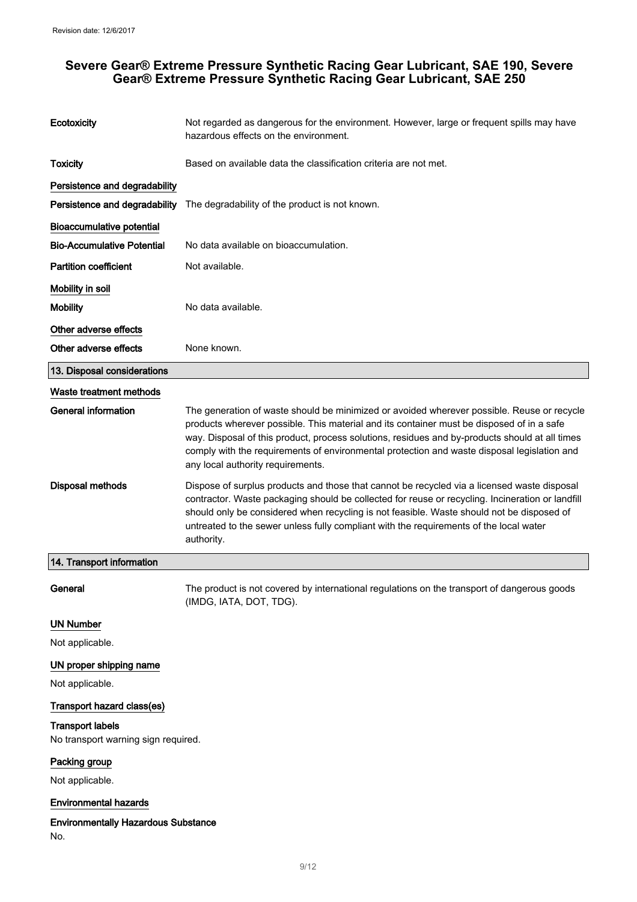**Ecotoxicity** Not regarded as dangerous for the environment. However, large or frequent spills may have hazardous effects on the environment.

**Toxicity** Based on available data the classification criteria are not met.

**Persistence and degradability**

**Persistence and degradability** The degradability of the product is not known.

**Bioaccumulative potential**

**Bio-Accumulative Potential** No data available on bioaccumulation.

**Partition coefficient** Not available.

**Mobility in soil**

**Mobility** No data available.

**Other adverse effects**

**Other adverse effects** None known.

## 13. Disposal considerations

**Waste treatment methods**

**General information** The generation of waste should be minimized or avoided wherever possible. Reuse or recycle products wherever possible. This material and its container must be disposed of in a safe way. Disposal of this product, process solutions, residues and by-products should at all times comply with the requirements of environmental protection and waste disposal legislation and any local authority requirements.

**Disposal methods** Dispose of surplus products and those that cannot be recycled via a licensed waste disposal contractor. Waste packaging should be collected for reuse or recycling. Incineration or landfill should only be considered when recycling is not feasible. Waste should not be disposed of untreated to the sewer unless fully compliant with the requirements of the local water authority.

## 14. Transport information

**General** The product is not covered by international regulations on the transport of dangerous goods (IMDG, IATA, DOT, TDG).

**UN Number**

Not applicable.

**UN proper shipping name**

Not applicable.

**Transport hazard class(es)**

**Transport labels**

No transport warning sign required.

**Packing group**

Not applicable.

**Environmental hazards**

**Environmentally Hazardous Substance**

No.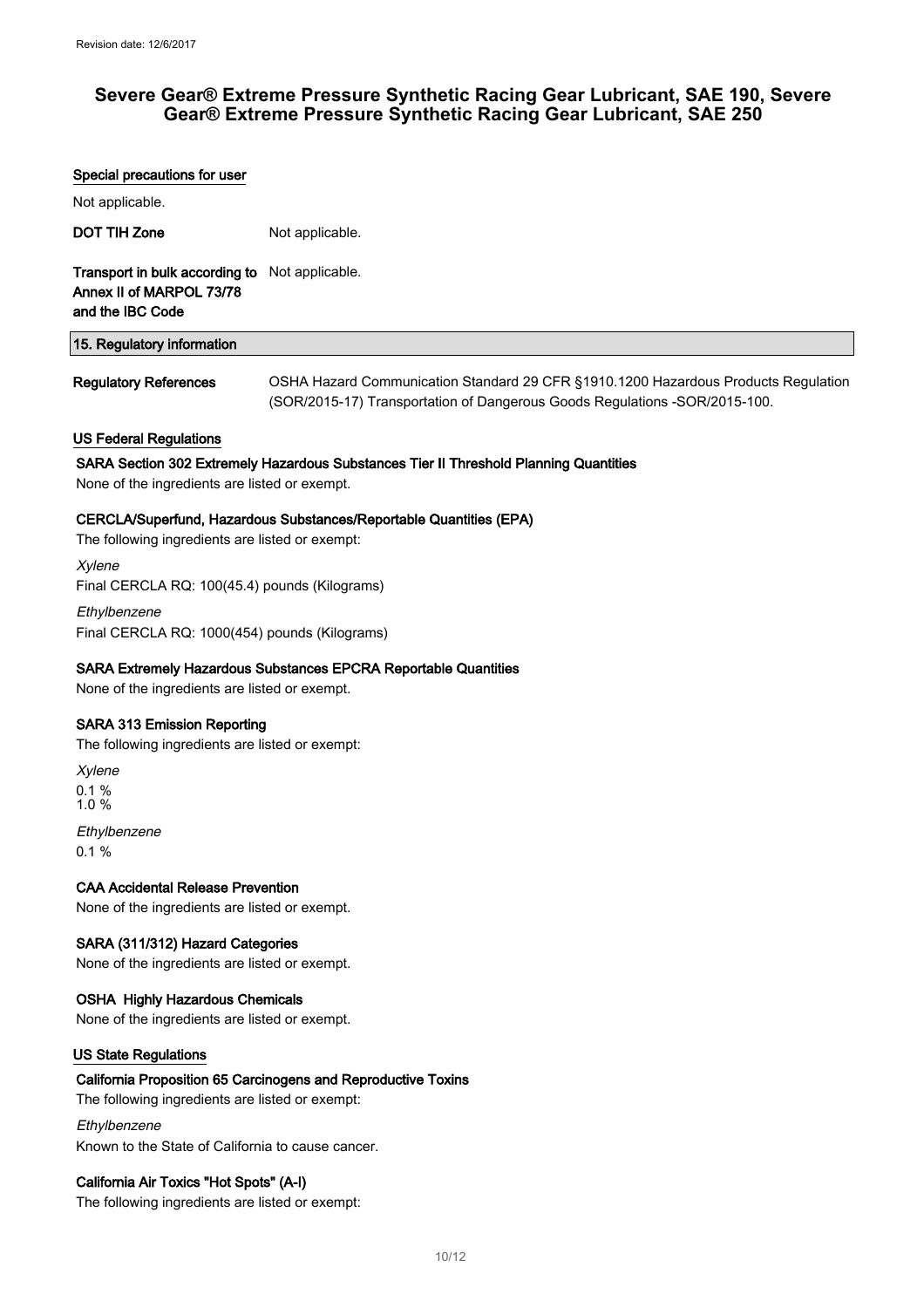**Special precautions for user**

Not applicable.

**DOT TIH Zone** Not applicable.

**Transport in bulk according to Annex II of MARPOL 73/78 and the IBC Code** Not applicable.

## 15. Regulatory information

**Regulatory References** OSHA Hazard Communication Standard 29 CFR §1910.1200 Hazardous Products Regulation (SOR/2015-17) Transportation of Dangerous Goods Regulations -SOR/2015-100.

### US Federal Regulations

**SARA Section 302 Extremely Hazardous Substances Tier II Threshold Planning Quantities**

None of the ingredients are listed or exempt.

**CERCLA/Superfund, Hazardous Substances/Reportable Quantities (EPA)**

The following ingredients are listed or exempt:

*Xylene*

Final CERCLA RQ: 100(45.4) pounds (Kilograms)

*Ethylbenzene*

Final CERCLA RQ: 1000(454) pounds (Kilograms)

**SARA Extremely Hazardous Substances EPCRA Reportable Quantities**

None of the ingredients are listed or exempt.

**SARA 313 Emission Reporting**

The following ingredients are listed or exempt:

*Xylene*

0.1 %
1.0 %

*Ethylbenzene*

0.1 %

**CAA Accidental Release Prevention**

None of the ingredients are listed or exempt.

**SARA (311/312) Hazard Categories**

None of the ingredients are listed or exempt.

**OSHA Highly Hazardous Chemicals**

None of the ingredients are listed or exempt.

### US State Regulations

**California Proposition 65 Carcinogens and Reproductive Toxins**

The following ingredients are listed or exempt:

*Ethylbenzene*

Known to the State of California to cause cancer.

**California Air Toxics "Hot Spots" (A-I)**

The following ingredients are listed or exempt: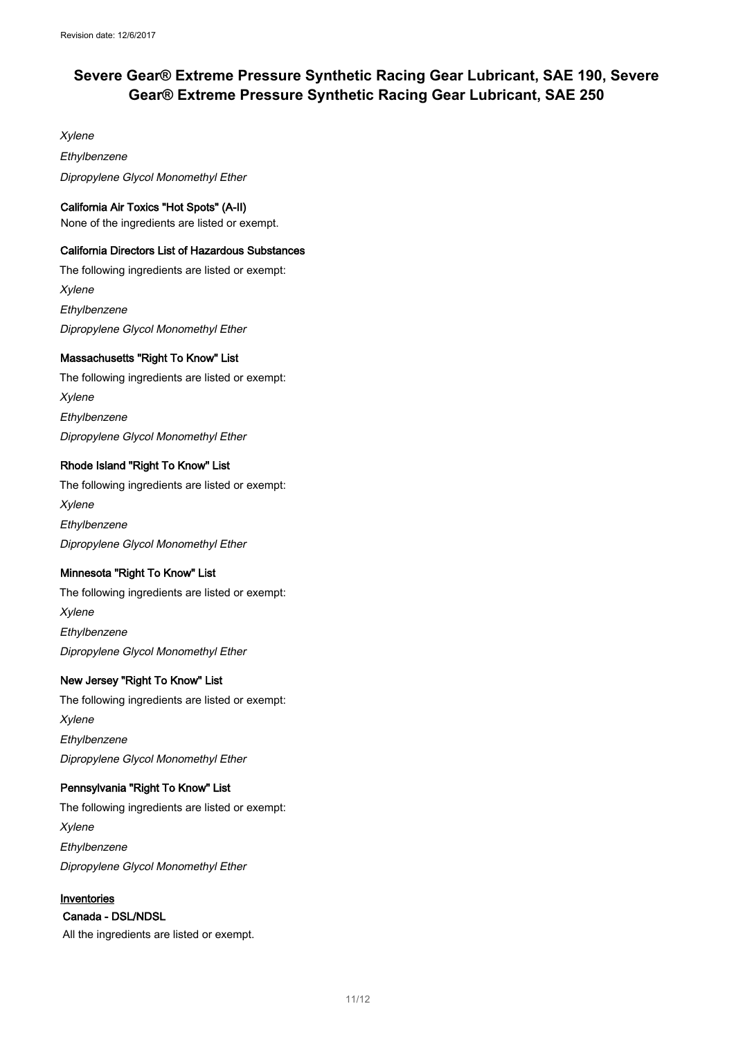*Xylene*

*Ethylbenzene*

*Dipropylene Glycol Monomethyl Ether*

**California Air Toxics "Hot Spots" (A-II)**

None of the ingredients are listed or exempt.

**California Directors List of Hazardous Substances**

The following ingredients are listed or exempt:

*Xylene*

*Ethylbenzene*

*Dipropylene Glycol Monomethyl Ether*

**Massachusetts "Right To Know" List**

The following ingredients are listed or exempt:

*Xylene*

*Ethylbenzene*

*Dipropylene Glycol Monomethyl Ether*

**Rhode Island "Right To Know" List**

The following ingredients are listed or exempt:

*Xylene*

*Ethylbenzene*

*Dipropylene Glycol Monomethyl Ether*

**Minnesota "Right To Know" List**

The following ingredients are listed or exempt:

*Xylene*

*Ethylbenzene*

*Dipropylene Glycol Monomethyl Ether*

**New Jersey "Right To Know" List**

The following ingredients are listed or exempt:

*Xylene*

*Ethylbenzene*

*Dipropylene Glycol Monomethyl Ether*

**Pennsylvania "Right To Know" List**

The following ingredients are listed or exempt:

*Xylene*

*Ethylbenzene*

*Dipropylene Glycol Monomethyl Ether*

**Inventories**

**Canada - DSL/NDSL**

All the ingredients are listed or exempt.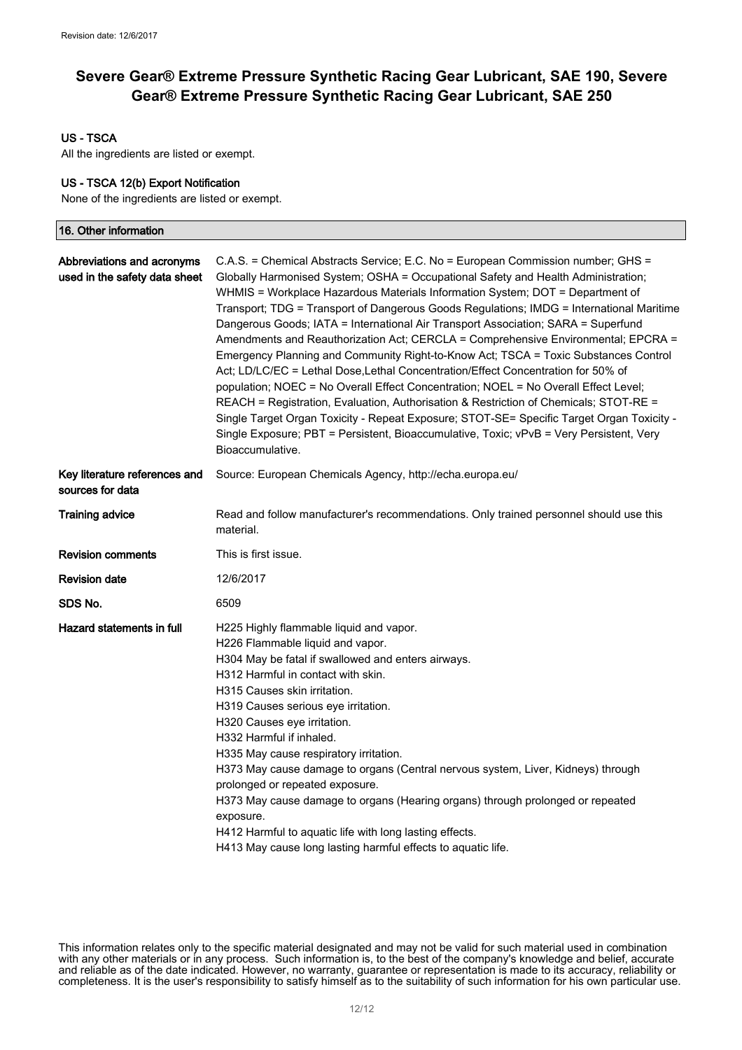### US - TSCA

All the ingredients are listed or exempt.

### US - TSCA 12(b) Export Notification

None of the ingredients are listed or exempt.

## 16. Other information

| | |
|---|---|
| **Abbreviations and acronyms used in the safety data sheet** | C.A.S. = Chemical Abstracts Service; E.C. No = European Commission number; GHS = Globally Harmonised System; OSHA = Occupational Safety and Health Administration; WHMIS = Workplace Hazardous Materials Information System; DOT = Department of Transport; TDG = Transport of Dangerous Goods Regulations; IMDG = International Maritime Dangerous Goods; IATA = International Air Transport Association; SARA = Superfund Amendments and Reauthorization Act; CERCLA = Comprehensive Environmental; EPCRA = Emergency Planning and Community Right-to-Know Act; TSCA = Toxic Substances Control Act; LD/LC/EC = Lethal Dose,Lethal Concentration/Effect Concentration for 50% of population; NOEC = No Overall Effect Concentration; NOEL = No Overall Effect Level; REACH = Registration, Evaluation, Authorisation & Restriction of Chemicals; STOT-RE = Single Target Organ Toxicity - Repeat Exposure; STOT-SE= Specific Target Organ Toxicity - Single Exposure; PBT = Persistent, Bioaccumulative, Toxic; vPvB = Very Persistent, Very Bioaccumulative. |
| **Key literature references and sources for data** | Source: European Chemicals Agency, http://echa.europa.eu/ |
| **Training advice** | Read and follow manufacturer's recommendations. Only trained personnel should use this material. |
| **Revision comments** | This is first issue. |
| **Revision date** | 12/6/2017 |
| **SDS No.** | 6509 |
| **Hazard statements in full** | H225 Highly flammable liquid and vapor.<br>H226 Flammable liquid and vapor.<br>H304 May be fatal if swallowed and enters airways.<br>H312 Harmful in contact with skin.<br>H315 Causes skin irritation.<br>H319 Causes serious eye irritation.<br>H320 Causes eye irritation.<br>H332 Harmful if inhaled.<br>H335 May cause respiratory irritation.<br>H373 May cause damage to organs (Central nervous system, Liver, Kidneys) through prolonged or repeated exposure.<br>H373 May cause damage to organs (Hearing organs) through prolonged or repeated exposure.<br>H412 Harmful to aquatic life with long lasting effects.<br>H413 May cause long lasting harmful effects to aquatic life. |

This information relates only to the specific material designated and may not be valid for such material used in combination with any other materials or in any process. Such information is, to the best of the company's knowledge and belief, accurate and reliable as of the date indicated. However, no warranty, guarantee or representation is made to its accuracy, reliability or completeness. It is the user's responsibility to satisfy himself as to the suitability of such information for his own particular use.